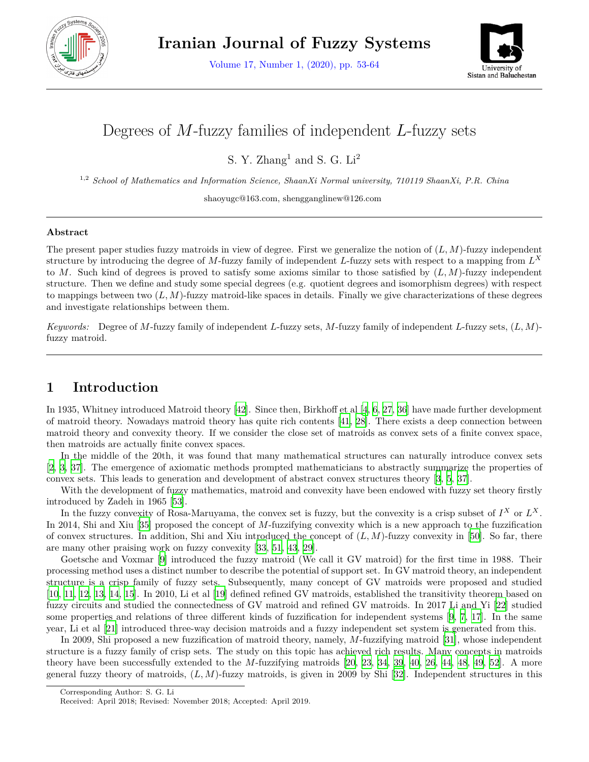# Degrees of $M$-fuzzy families of independent $L$-fuzzy sets

S. Y. Zhang[1] and S. G. Li[2]

[1,2] *School of Mathematics and Information Science, ShaanXi Normal university, 710119 ShaanXi, P.R. China*

shaoyugc@163.com, shengganglinew@126.com

**Abstract**

The present paper studies fuzzy matroids in view of degree. First we generalize the notion of $(L, M)$-fuzzy independent structure by introducing the degree of $M$-fuzzy family of independent $L$-fuzzy sets with respect to a mapping from $L^X$ to $M$. Such kind of degrees is proved to satisfy some axioms similar to those satisfied by $(L, M)$-fuzzy independent structure. Then we define and study some special degrees (e.g. quotient degrees and isomorphism degrees) with respect to mappings between two $(L, M)$-fuzzy matroid-like spaces in details. Finally we give characterizations of these degrees and investigate relationships between them.

*Keywords:* Degree of $M$-fuzzy family of independent $L$-fuzzy sets, $M$-fuzzy family of independent $L$-fuzzy sets, $(L, M)$-fuzzy matroid.

## 1 Introduction

In 1935, Whitney introduced Matroid theory [42]. Since then, Birkhoff et al [4, 6, 27, 36] have made further development of matroid theory. Nowadays matroid theory has quite rich contents [41, 28]. There exists a deep connection between matroid theory and convexity theory. If we consider the close set of matroids as convex sets of a finite convex space, then matroids are actually finite convex spaces.

In the middle of the 20th, it was found that many mathematical structures can naturally introduce convex sets [2, 3, 37]. The emergence of axiomatic methods prompted mathematicians to abstractly summarize the properties of convex sets. This leads to generation and development of abstract convex structures theory [3, 5, 37].

With the development of fuzzy mathematics, matroid and convexity have been endowed with fuzzy set theory firstly introduced by Zadeh in 1965 [53].

In the fuzzy convexity of Rosa-Maruyama, the convex set is fuzzy, but the convexity is a crisp subset of $I^X$ or $L^X$. In 2014, Shi and Xiu [35] proposed the concept of $M$-fuzzifying convexity which is a new approach to the fuzzification of convex structures. In addition, Shi and Xiu introduced the concept of $(L, M)$-fuzzy convexity in [50]. So far, there are many other praising work on fuzzy convexity [33, 51, 43, 29].

Goetsche and Voxmar [9] introduced the fuzzy matroid (We call it GV matroid) for the first time in 1988. Their processing method uses a distinct number to describe the potential of support set. In GV matroid theory, an independent structure is a crisp family of fuzzy sets. Subsequently, many concept of GV matroids were proposed and studied [10, 11, 12, 13, 14, 15]. In 2010, Li et al [19] defined refined GV matroids, established the transitivity theorem based on fuzzy circuits and studied the connectedness of GV matroid and refined GV matroids. In 2017 Li and Yi [22] studied some properties and relations of three different kinds of fuzzification for independent systems [9, 7, 17]. In the same year, Li et al [21] introduced three-way decision matroids and a fuzzy independent set system is generated from this.

In 2009, Shi proposed a new fuzzification of matroid theory, namely, $M$-fuzzifying matroid [31], whose independent structure is a fuzzy family of crisp sets. The study on this topic has achieved rich results. Many concepts in matroids theory have been successfully extended to the $M$-fuzzifying matroids [20, 23, 34, 39, 40, 26, 44, 48, 49, 52]. A more general fuzzy theory of matroids, $(L, M)$-fuzzy matroids, is given in 2009 by Shi [32]. Independent structures in this

Corresponding Author: S. G. Li

Received: April 2018; Revised: November 2018; Accepted: April 2019.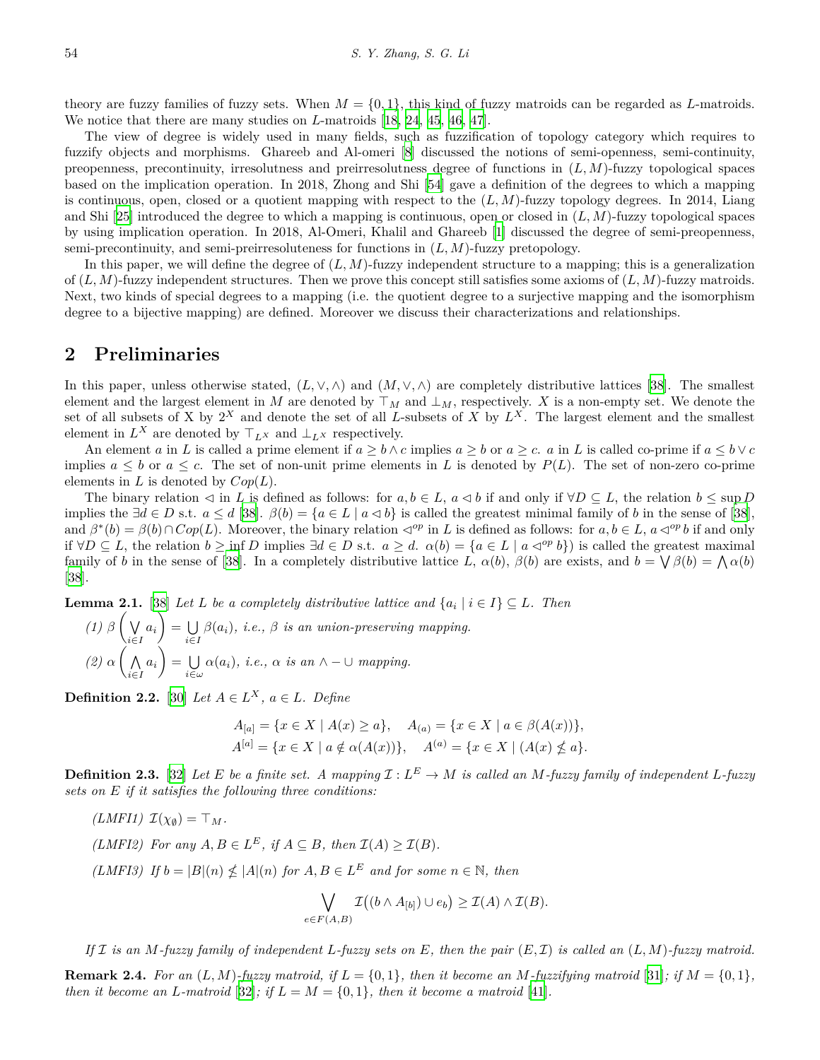theory are fuzzy families of fuzzy sets. When $M = \{0, 1\}$, this kind of fuzzy matroids can be regarded as $L$-matroids. We notice that there are many studies on $L$-matroids [18, 24, 45, 46, 47].

The view of degree is widely used in many fields, such as fuzzification of topology category which requires to fuzzify objects and morphisms. Ghareeb and Al-omeri [8] discussed the notions of semi-openness, semi-continuity, preopenness, precontinuity, irresolutness and preirresolutness degree of functions in $(L, M)$-fuzzy topological spaces based on the implication operation. In 2018, Zhong and Shi [54] gave a definition of the degrees to which a mapping is continuous, open, closed or a quotient mapping with respect to the $(L, M)$-fuzzy topology degrees. In 2014, Liang and Shi [25] introduced the degree to which a mapping is continuous, open or closed in $(L, M)$-fuzzy topological spaces by using implication operation. In 2018, Al-Omeri, Khalil and Ghareeb [1] discussed the degree of semi-preopenness, semi-precontinuity, and semi-preirresoluteness for functions in $(L, M)$-fuzzy pretopology.

In this paper, we will define the degree of $(L, M)$-fuzzy independent structure to a mapping; this is a generalization of $(L, M)$-fuzzy independent structures. Then we prove this concept still satisfies some axioms of $(L, M)$-fuzzy matroids. Next, two kinds of special degrees to a mapping (i.e. the quotient degree to a surjective mapping and the isomorphism degree to a bijective mapping) are defined. Moreover we discuss their characterizations and relationships.

## 2 Preliminaries

In this paper, unless otherwise stated, $(L, \vee, \wedge)$ and $(M, \vee, \wedge)$ are completely distributive lattices [38]. The smallest element and the largest element in $M$ are denoted by $\top_M$ and $\bot_M$, respectively. $X$ is a non-empty set. We denote the set of all subsets of X by $2^X$ and denote the set of all $L$-subsets of $X$ by $L^X$. The largest element and the smallest element in $L^X$ are denoted by $\top_{L^X}$ and $\bot_{L^X}$ respectively.

An element $a$ in $L$ is called a prime element if $a \geq b \wedge c$ implies $a \geq b$ or $a \geq c$. $a$ in $L$ is called co-prime if $a \leq b \vee c$ implies $a \leq b$ or $a \leq c$. The set of non-unit prime elements in $L$ is denoted by $P(L)$. The set of non-zero co-prime elements in $L$ is denoted by $Cop(L)$.

The binary relation $\triangleleft$ in $L$ is defined as follows: for $a, b \in L$, $a \triangleleft b$ if and only if $\forall D \subseteq L$, the relation $b \leq \sup D$ implies the $\exists d \in D$ s.t. $a \leq d$ [38]. $\beta(b) = \{a \in L \mid a \triangleleft b\}$ is called the greatest minimal family of $b$ in the sense of [38], and $\beta^*(b) = \beta(b) \cap Cop(L)$. Moreover, the binary relation $\triangleleft^{op}$ in $L$ is defined as follows: for $a, b \in L$, $a \triangleleft^{op} b$ if and only if $\forall D \subseteq L$, the relation $b \geq \inf D$ implies $\exists d \in D$ s.t. $a \geq d$. $\alpha(b) = \{a \in L \mid a \triangleleft^{op} b\})$ is called the greatest maximal family of $b$ in the sense of [38]. In a completely distributive lattice $L$, $\alpha(b)$, $\beta(b)$ are exists, and $b = \bigvee \beta(b) = \bigwedge \alpha(b)$ [38].

**Lemma 2.1.** [38] *Let $L$ be a completely distributive lattice and $\{a_i \mid i \in I\} \subseteq L$. Then*

*(1) $\beta\left(\bigvee_{i\in I} a_i\right) = \bigcup_{i\in I} \beta(a_i)$, i.e., $\beta$ is an union-preserving mapping.*

*(2) $\alpha\left(\bigwedge_{i\in I} a_i\right) = \bigcup_{i\in \omega} \alpha(a_i)$, i.e., $\alpha$ is an $\wedge - \cup$ mapping.*

**Definition 2.2.** [30] *Let $A \in L^X$, $a \in L$. Define*

$$A_{[a]} = \{x \in X \mid A(x) \geq a\}, \quad A_{(a)} = \{x \in X \mid a \in \beta(A(x))\},$$
$$A^{[a]} = \{x \in X \mid a \notin \alpha(A(x))\}, \quad A^{(a)} = \{x \in X \mid (A(x) \nleq a\}.$$

**Definition 2.3.** [32] *Let $E$ be a finite set. A mapping $\mathcal{I} : L^E \to M$ is called an $M$-fuzzy family of independent $L$-fuzzy sets on $E$ if it satisfies the following three conditions:*

*(LMFI1) $\mathcal{I}(\chi_\emptyset) = \top_M$.*

*(LMFI2) For any $A, B \in L^E$, if $A \subseteq B$, then $\mathcal{I}(A) \geq \mathcal{I}(B)$.*

*(LMFI3) If $b = |B|(n) \nleq |A|(n)$ for $A, B \in L^E$ and for some $n \in \mathbb{N}$, then*

$$\bigvee_{e\in F(A,B)} \mathcal{I}\big((b \wedge A_{[b]}) \cup e_b\big) \geq \mathcal{I}(A) \wedge \mathcal{I}(B).$$

*If $\mathcal{I}$ is an $M$-fuzzy family of independent $L$-fuzzy sets on $E$, then the pair $(E, \mathcal{I})$ is called an $(L, M)$-fuzzy matroid.*

**Remark 2.4.** *For an $(L, M)$-fuzzy matroid, if $L = \{0, 1\}$, then it become an $M$-fuzzifying matroid [31]; if $M = \{0, 1\}$, then it become an $L$-matroid [32]; if $L = M = \{0, 1\}$, then it become a matroid [41].*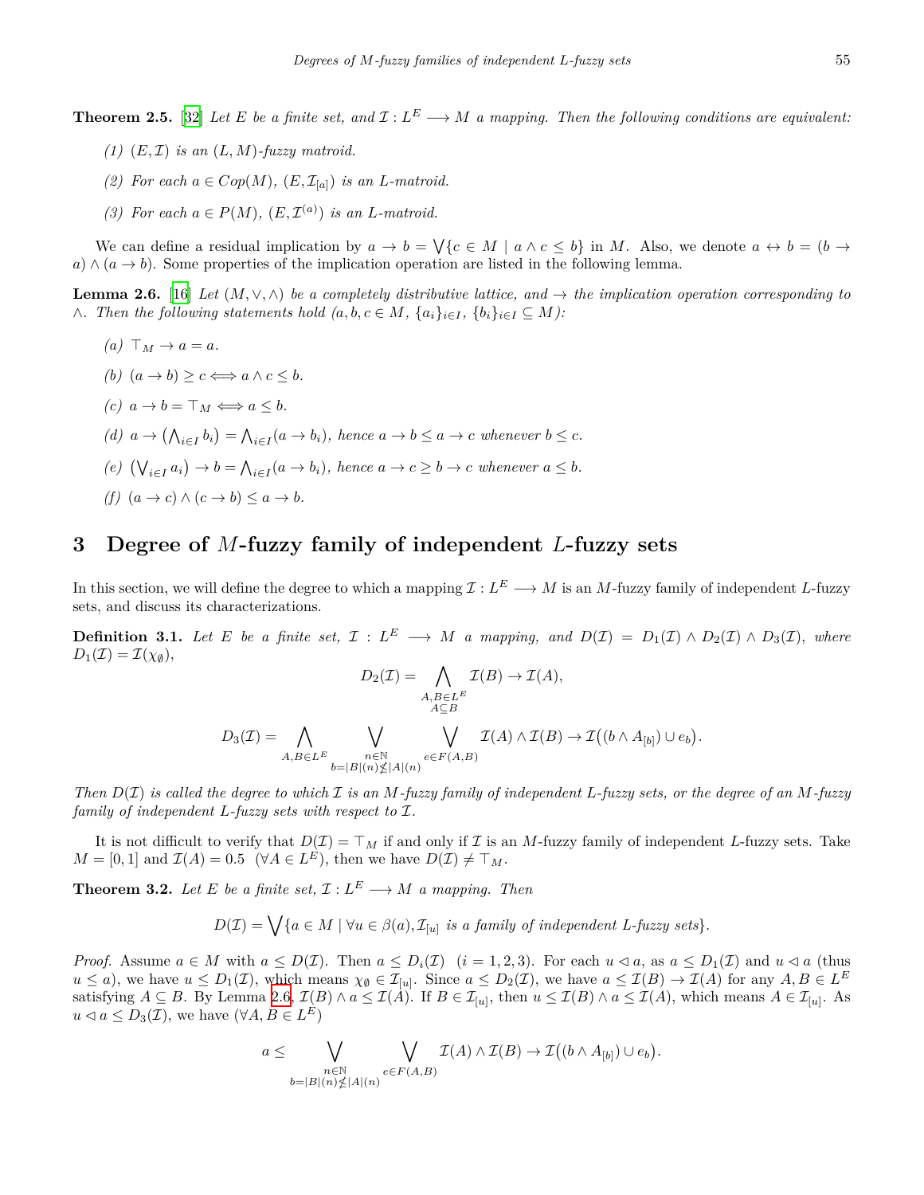**Theorem 2.5.** [32] *Let $E$ be a finite set, and $\mathcal{I} : L^E \longrightarrow M$ a mapping. Then the following conditions are equivalent:*

*(1) $(E, \mathcal{I})$ is an $(L, M)$-fuzzy matroid.*

*(2) For each $a \in Cop(M)$, $(E, \mathcal{I}_{[a]})$ is an $L$-matroid.*

*(3) For each $a \in P(M)$, $(E, \mathcal{I}^{(a)})$ is an $L$-matroid.*

We can define a residual implication by $a \to b = \bigvee\{c \in M \mid a \wedge c \leq b\}$ in $M$. Also, we denote $a \leftrightarrow b = (b \to a) \wedge (a \to b)$. Some properties of the implication operation are listed in the following lemma.

**Lemma 2.6.** [16] *Let $(M, \vee, \wedge)$ be a completely distributive lattice, and $\to$ the implication operation corresponding to $\wedge$. Then the following statements hold ($a, b, c \in M$, $\{a_i\}_{i\in I}$, $\{b_i\}_{i\in I} \subseteq M$):*

*(a) $\top_M \to a = a$.*

*(b) $(a \to b) \geq c \Longleftrightarrow a \wedge c \leq b$.*

*(c) $a \to b = \top_M \Longleftrightarrow a \leq b$.*

*(d) $a \to \left(\bigwedge_{i\in I} b_i\right) = \bigwedge_{i\in I}(a \to b_i)$, hence $a \to b \leq a \to c$ whenever $b \leq c$.*

*(e) $\left(\bigvee_{i\in I} a_i\right) \to b = \bigwedge_{i\in I}(a_i \to b)$, hence $a \to c \geq b \to c$ whenever $a \leq b$.*

*(f) $(a \to c) \wedge (c \to b) \leq a \to b$.*

# 3 Degree of $M$-fuzzy family of independent $L$-fuzzy sets

In this section, we will define the degree to which a mapping $\mathcal{I} : L^E \longrightarrow M$ is an $M$-fuzzy family of independent $L$-fuzzy sets, and discuss its characterizations.

**Definition 3.1.** *Let $E$ be a finite set, $\mathcal{I} : L^E \longrightarrow M$ a mapping, and $D(\mathcal{I}) = D_1(\mathcal{I}) \wedge D_2(\mathcal{I}) \wedge D_3(\mathcal{I})$, where $D_1(\mathcal{I}) = \mathcal{I}(\chi_\emptyset)$,*

$$D_2(\mathcal{I}) = \bigwedge_{\substack{A,B\in L^E\\ A\subseteq B}} \mathcal{I}(B) \to \mathcal{I}(A),$$

$$D_3(\mathcal{I}) = \bigwedge_{A,B\in L^E} \bigvee_{\substack{n\in\mathbb{N}\\ b=|B|(n)\nleq|A|(n)}} \bigvee_{e\in F(A,B)} \mathcal{I}(A) \wedge \mathcal{I}(B) \to \mathcal{I}\big((b \wedge A_{[b]}) \cup e_b\big).$$

*Then $D(\mathcal{I})$ is called the degree to which $\mathcal{I}$ is an $M$-fuzzy family of independent $L$-fuzzy sets, or the degree of an $M$-fuzzy family of independent $L$-fuzzy sets with respect to $\mathcal{I}$.*

It is not difficult to verify that $D(\mathcal{I}) = \top_M$ if and only if $\mathcal{I}$ is an $M$-fuzzy family of independent $L$-fuzzy sets. Take $M = [0, 1]$ and $\mathcal{I}(A) = 0.5 \ \ (\forall A \in L^E)$, then we have $D(\mathcal{I}) \neq \top_M$.

**Theorem 3.2.** *Let $E$ be a finite set, $\mathcal{I} : L^E \longrightarrow M$ a mapping. Then*

$$D(\mathcal{I}) = \bigvee\{a \in M \mid \forall u \in \beta(a), \mathcal{I}_{[u]} \text{ is a family of independent } L\text{-fuzzy sets}\}.$$

*Proof.* Assume $a \in M$ with $a \leq D(\mathcal{I})$. Then $a \leq D_i(\mathcal{I}) \ \ (i = 1, 2, 3)$. For each $u \lhd a$, as $a \leq D_1(\mathcal{I})$ and $u \lhd a$ (thus $u \leq a$), we have $u \leq D_1(\mathcal{I})$, which means $\chi_\emptyset \in \mathcal{I}_{[u]}$. Since $a \leq D_2(\mathcal{I})$, we have $a \leq \mathcal{I}(B) \to \mathcal{I}(A)$ for any $A, B \in L^E$ satisfying $A \subseteq B$. By Lemma 2.6, $\mathcal{I}(B) \wedge a \leq \mathcal{I}(A)$. If $B \in \mathcal{I}_{[u]}$, then $u \leq \mathcal{I}(B) \wedge a \leq \mathcal{I}(A)$, which means $A \in \mathcal{I}_{[u]}$. As $u \lhd a \leq D_3(\mathcal{I})$, we have $(\forall A, B \in L^E)$

$$a \leq \bigvee_{\substack{n\in\mathbb{N}\\ b=|B|(n)\nleq|A|(n)}} \bigvee_{e\in F(A,B)} \mathcal{I}(A) \wedge \mathcal{I}(B) \to \mathcal{I}\big((b \wedge A_{[b]}) \cup e_b\big).$$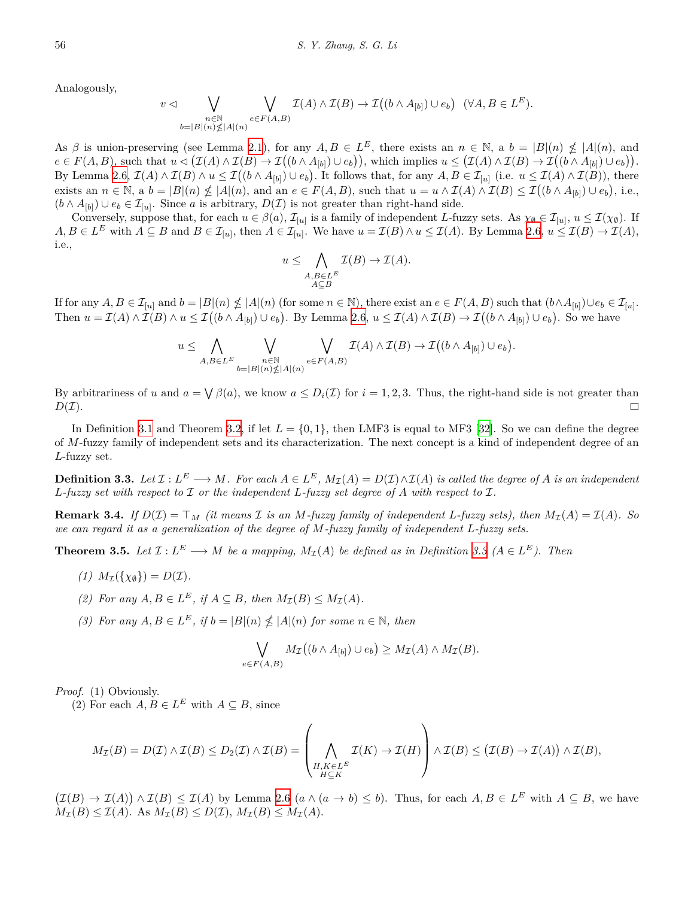Analogously,

$$v \lhd \bigvee_{\substack{n\in\mathbb{N}\\ b=|B|(n)\nleq|A|(n)}} \bigvee_{e\in F(A,B)} \mathcal{I}(A)\wedge\mathcal{I}(B)\to\mathcal{I}\big((b\wedge A_{[b]})\cup e_b\big) \quad (\forall A,B\in L^E).$$

As $\beta$ is union-preserving (see Lemma 2.1), for any $A,B\in L^E$, there exists an $n\in\mathbb{N}$, a $b=|B|(n)\nleq|A|(n)$, and $e\in F(A,B)$, such that $u\lhd\big(\mathcal{I}(A)\wedge\mathcal{I}(B)\to\mathcal{I}\big((b\wedge A_{[b]})\cup e_b\big)\big)$, which implies $u\le\big(\mathcal{I}(A)\wedge\mathcal{I}(B)\to\mathcal{I}\big((b\wedge A_{[b]})\cup e_b\big)\big)$. By Lemma 2.6, $\mathcal{I}(A)\wedge\mathcal{I}(B)\wedge u\le\mathcal{I}\big((b\wedge A_{[b]})\cup e_b\big)$. It follows that, for any $A,B\in\mathcal{I}_{[u]}$ (i.e. $u\le\mathcal{I}(A)\wedge\mathcal{I}(B)$), there exists an $n\in\mathbb{N}$, a $b=|B|(n)\nleq|A|(n)$, and an $e\in F(A,B)$, such that $u=u\wedge\mathcal{I}(A)\wedge\mathcal{I}(B)\le\mathcal{I}\big((b\wedge A_{[b]})\cup e_b\big)$, i.e., $(b\wedge A_{[b]})\cup e_b\in\mathcal{I}_{[u]}$. Since $a$ is arbitrary, $D(\mathcal{I})$ is not greater than right-hand side.

Conversely, suppose that, for each $u\in\beta(a)$, $\mathcal{I}_{[u]}$ is a family of independent $L$-fuzzy sets. As $\chi_\emptyset\in\mathcal{I}_{[u]}$, $u\le\mathcal{I}(\chi_\emptyset)$. If $A,B\in L^E$ with $A\subseteq B$ and $B\in\mathcal{I}_{[u]}$, then $A\in\mathcal{I}_{[u]}$. We have $u=\mathcal{I}(B)\wedge u\le\mathcal{I}(A)$. By Lemma 2.6, $u\le\mathcal{I}(B)\to\mathcal{I}(A)$, i.e.,

$$u\le\bigwedge_{\substack{A,B\in L^E\\ A\subseteq B}}\mathcal{I}(B)\to\mathcal{I}(A).$$

If for any $A,B\in\mathcal{I}_{[u]}$ and $b=|B|(n)\nleq|A|(n)$ (for some $n\in\mathbb{N}$), there exist an $e\in F(A,B)$ such that $(b\wedge A_{[b]})\cup e_b\in\mathcal{I}_{[u]}$. Then $u=\mathcal{I}(A)\wedge\mathcal{I}(B)\wedge u\le\mathcal{I}\big((b\wedge A_{[b]})\cup e_b\big)$. By Lemma 2.6, $u\le\mathcal{I}(A)\wedge\mathcal{I}(B)\to\mathcal{I}\big((b\wedge A_{[b]})\cup e_b\big)$. So we have

$$u\le\bigwedge_{A,B\in L^E}\bigvee_{\substack{n\in\mathbb{N}\\ b=|B|(n)\nleq|A|(n)}}\bigvee_{e\in F(A,B)}\mathcal{I}(A)\wedge\mathcal{I}(B)\to\mathcal{I}\big((b\wedge A_{[b]})\cup e_b\big).$$

By arbitrariness of $u$ and $a=\bigvee\beta(a)$, we know $a\le D_i(\mathcal{I})$ for $i=1,2,3$. Thus, the right-hand side is not greater than $D(\mathcal{I})$. □

In Definition 3.1 and Theorem 3.2, if let $L=\{0,1\}$, then LMF3 is equal to MF3 [32]. So we can define the degree of $M$-fuzzy family of independent sets and its characterization. The next concept is a kind of independent degree of an $L$-fuzzy set.

**Definition 3.3.** *Let $\mathcal{I}:L^E\longrightarrow M$. For each $A\in L^E$, $M_{\mathcal{I}}(A)=D(\mathcal{I})\wedge\mathcal{I}(A)$ is called the degree of $A$ is an independent $L$-fuzzy set with respect to $\mathcal{I}$ or the independent $L$-fuzzy set degree of $A$ with respect to $\mathcal{I}$.*

**Remark 3.4.** *If $D(\mathcal{I})=\top_M$ (it means $\mathcal{I}$ is an $M$-fuzzy family of independent $L$-fuzzy sets), then $M_{\mathcal{I}}(A)=\mathcal{I}(A)$. So we can regard it as a generalization of the degree of $M$-fuzzy family of independent $L$-fuzzy sets.*

**Theorem 3.5.** *Let $\mathcal{I}:L^E\longrightarrow M$ be a mapping, $M_{\mathcal{I}}(A)$ be defined as in Definition 3.3 ($A\in L^E$). Then*

*(1) $M_{\mathcal{I}}(\{\chi_\emptyset\})=D(\mathcal{I})$.*

*(2) For any $A,B\in L^E$, if $A\subseteq B$, then $M_{\mathcal{I}}(B)\le M_{\mathcal{I}}(A)$.*

*(3) For any $A,B\in L^E$, if $b=|B|(n)\nleq|A|(n)$ for some $n\in\mathbb{N}$, then*

$$\bigvee_{e\in F(A,B)}M_{\mathcal{I}}\big((b\wedge A_{[b]})\cup e_b\big)\ge M_{\mathcal{I}}(A)\wedge M_{\mathcal{I}}(B).$$

*Proof.* (1) Obviously.

(2) For each $A,B\in L^E$ with $A\subseteq B$, since

$$M_{\mathcal{I}}(B)=D(\mathcal{I})\wedge\mathcal{I}(B)\le D_2(\mathcal{I})\wedge\mathcal{I}(B)=\left(\bigwedge_{\substack{H,K\in L^E\\ H\subseteq K}}\mathcal{I}(K)\to\mathcal{I}(H)\right)\wedge\mathcal{I}(B)\le\big(\mathcal{I}(B)\to\mathcal{I}(A)\big)\wedge\mathcal{I}(B),$$

$\big(\mathcal{I}(B)\to\mathcal{I}(A)\big)\wedge\mathcal{I}(B)\le\mathcal{I}(A)$ by Lemma 2.6 ($a\wedge(a\to b)\le b$). Thus, for each $A,B\in L^E$ with $A\subseteq B$, we have $M_{\mathcal{I}}(B)\le\mathcal{I}(A)$. As $M_{\mathcal{I}}(B)\le D(\mathcal{I})$, $M_{\mathcal{I}}(B)\le M_{\mathcal{I}}(A)$.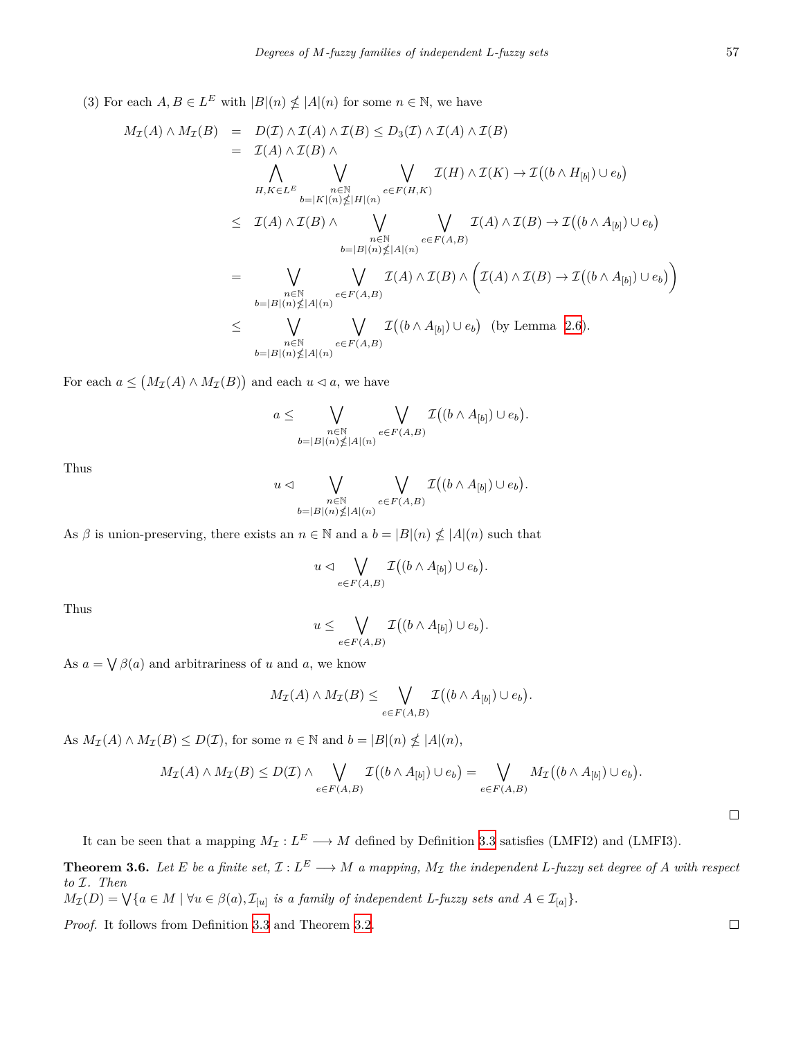(3) For each $A, B \in L^E$ with $|B|(n) \nleq |A|(n)$ for some $n \in \mathbb{N}$, we have

$$
\begin{aligned}
M_{\mathcal{I}}(A) \wedge M_{\mathcal{I}}(B) &= D(\mathcal{I}) \wedge \mathcal{I}(A) \wedge \mathcal{I}(B) \leq D_3(\mathcal{I}) \wedge \mathcal{I}(A) \wedge \mathcal{I}(B) \\
&= \mathcal{I}(A) \wedge \mathcal{I}(B) \wedge \\
&\qquad \bigwedge_{H,K \in L^E} \bigvee_{\substack{n \in \mathbb{N} \\ b=|K|(n) \nleq |H|(n)}} \bigvee_{e \in F(H,K)} \mathcal{I}(H) \wedge \mathcal{I}(K) \to \mathcal{I}\big((b \wedge H_{[b]}) \cup e_b\big) \\
&\leq \mathcal{I}(A) \wedge \mathcal{I}(B) \wedge \bigvee_{\substack{n \in \mathbb{N} \\ b=|B|(n) \nleq |A|(n)}} \bigvee_{e \in F(A,B)} \mathcal{I}(A) \wedge \mathcal{I}(B) \to \mathcal{I}\big((b \wedge A_{[b]}) \cup e_b\big) \\
&= \bigvee_{\substack{n \in \mathbb{N} \\ b=|B|(n) \nleq |A|(n)}} \bigvee_{e \in F(A,B)} \mathcal{I}(A) \wedge \mathcal{I}(B) \wedge \Big(\mathcal{I}(A) \wedge \mathcal{I}(B) \to \mathcal{I}\big((b \wedge A_{[b]}) \cup e_b\big)\Big) \\
&\leq \bigvee_{\substack{n \in \mathbb{N} \\ b=|B|(n) \nleq |A|(n)}} \bigvee_{e \in F(A,B)} \mathcal{I}\big((b \wedge A_{[b]}) \cup e_b\big) \quad \text{(by Lemma 2.6)}.
\end{aligned}
$$

For each $a \leq \big(M_{\mathcal{I}}(A) \wedge M_{\mathcal{I}}(B)\big)$ and each $u \lhd a$, we have

$$
a \leq \bigvee_{\substack{n \in \mathbb{N} \\ b=|B|(n) \nleq |A|(n)}} \bigvee_{e \in F(A,B)} \mathcal{I}\big((b \wedge A_{[b]}) \cup e_b\big).
$$

Thus

$$
u \lhd \bigvee_{\substack{n \in \mathbb{N} \\ b=|B|(n) \nleq |A|(n)}} \bigvee_{e \in F(A,B)} \mathcal{I}\big((b \wedge A_{[b]}) \cup e_b\big).
$$

As $\beta$ is union-preserving, there exists an $n \in \mathbb{N}$ and a $b = |B|(n) \nleq |A|(n)$ such that

$$
u \lhd \bigvee_{e \in F(A,B)} \mathcal{I}\big((b \wedge A_{[b]}) \cup e_b\big).
$$

Thus

$$
u \leq \bigvee_{e \in F(A,B)} \mathcal{I}\big((b \wedge A_{[b]}) \cup e_b\big).
$$

As $a = \bigvee \beta(a)$ and arbitrariness of $u$ and $a$, we know

$$
M_{\mathcal{I}}(A) \wedge M_{\mathcal{I}}(B) \leq \bigvee_{e \in F(A,B)} \mathcal{I}\big((b \wedge A_{[b]}) \cup e_b\big).
$$

As $M_{\mathcal{I}}(A) \wedge M_{\mathcal{I}}(B) \leq D(\mathcal{I})$, for some $n \in \mathbb{N}$ and $b = |B|(n) \nleq |A|(n)$,

$$
M_{\mathcal{I}}(A) \wedge M_{\mathcal{I}}(B) \leq D(\mathcal{I}) \wedge \bigvee_{e \in F(A,B)} \mathcal{I}\big((b \wedge A_{[b]}) \cup e_b\big) = \bigvee_{e \in F(A,B)} M_{\mathcal{I}}\big((b \wedge A_{[b]}) \cup e_b\big).
$$

□

It can be seen that a mapping $M_{\mathcal{I}} : L^E \longrightarrow M$ defined by Definition 3.3 satisfies (LMFI2) and (LMFI3).

**Theorem 3.6.** *Let $E$ be a finite set, $\mathcal{I} : L^E \longrightarrow M$ a mapping, $M_{\mathcal{I}}$ the independent L-fuzzy set degree of $A$ with respect to $\mathcal{I}$. Then*
$M_{\mathcal{I}}(D) = \bigvee\{a \in M \mid \forall u \in \beta(a), \mathcal{I}_{[u]}$ *is a family of independent L-fuzzy sets and* $A \in \mathcal{I}_{[a]}\}$.

*Proof.* It follows from Definition 3.3 and Theorem 3.2. □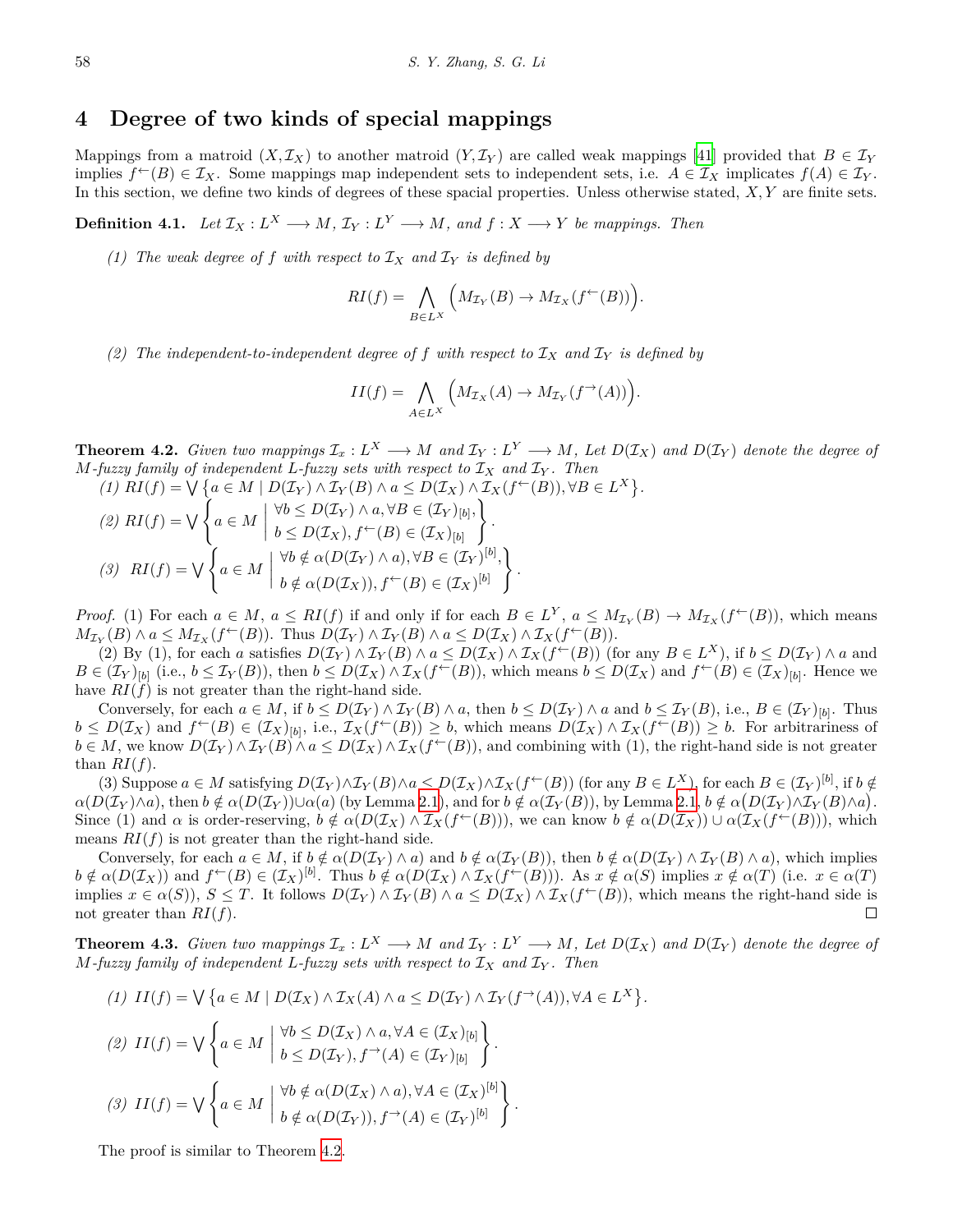## 4 Degree of two kinds of special mappings

Mappings from a matroid $(X, \mathcal{I}_X)$ to another matroid $(Y, \mathcal{I}_Y)$ are called weak mappings [41] provided that $B \in \mathcal{I}_Y$ implies $f^{\leftarrow}(B) \in \mathcal{I}_X$. Some mappings map independent sets to independent sets, i.e. $A \in \mathcal{I}_X$ implicates $f(A) \in \mathcal{I}_Y$. In this section, we define two kinds of degrees of these spacial properties. Unless otherwise stated, $X, Y$ are finite sets.

**Definition 4.1.** *Let $\mathcal{I}_X : L^X \longrightarrow M$, $\mathcal{I}_Y : L^Y \longrightarrow M$, and $f : X \longrightarrow Y$ be mappings. Then*

*(1) The weak degree of $f$ with respect to $\mathcal{I}_X$ and $\mathcal{I}_Y$ is defined by*

$$RI(f) = \bigwedge_{B \in L^X} \Big( M_{\mathcal{I}_Y}(B) \to M_{\mathcal{I}_X}(f^{\leftarrow}(B)) \Big).$$

*(2) The independent-to-independent degree of $f$ with respect to $\mathcal{I}_X$ and $\mathcal{I}_Y$ is defined by*

$$II(f) = \bigwedge_{A \in L^X} \Big( M_{\mathcal{I}_X}(A) \to M_{\mathcal{I}_Y}(f^{\rightarrow}(A)) \Big).$$

**Theorem 4.2.** *Given two mappings $\mathcal{I}_x : L^X \longrightarrow M$ and $\mathcal{I}_Y : L^Y \longrightarrow M$, Let $D(\mathcal{I}_X)$ and $D(\mathcal{I}_Y)$ denote the degree of $M$-fuzzy family of independent $L$-fuzzy sets with respect to $\mathcal{I}_X$ and $\mathcal{I}_Y$. Then*

*(1)* $RI(f) = \bigvee \big\{ a \in M \mid D(\mathcal{I}_Y) \wedge \mathcal{I}_Y(B) \wedge a \leq D(\mathcal{I}_X) \wedge \mathcal{I}_X(f^{\leftarrow}(B)), \forall B \in L^X \big\}$.

*(2)* $RI(f) = \bigvee \left\{ a \in M \;\middle|\; \begin{array}{l} \forall b \leq D(\mathcal{I}_Y) \wedge a, \forall B \in (\mathcal{I}_Y)_{[b]}, \\ b \leq D(\mathcal{I}_X), f^{\leftarrow}(B) \in (\mathcal{I}_X)_{[b]} \end{array} \right\}$.

*(3)* $RI(f) = \bigvee \left\{ a \in M \;\middle|\; \begin{array}{l} \forall b \notin \alpha(D(\mathcal{I}_Y) \wedge a), \forall B \in (\mathcal{I}_Y)^{[b]}, \\ b \notin \alpha(D(\mathcal{I}_X)), f^{\leftarrow}(B) \in (\mathcal{I}_X)^{[b]} \end{array} \right\}$.

*Proof.* (1) For each $a \in M$, $a \leq RI(f)$ if and only if for each $B \in L^Y$, $a \leq M_{\mathcal{I}_Y}(B) \to M_{\mathcal{I}_X}(f^{\leftarrow}(B))$, which means $M_{\mathcal{I}_Y}(B) \wedge a \leq M_{\mathcal{I}_X}(f^{\leftarrow}(B))$. Thus $D(\mathcal{I}_Y) \wedge \mathcal{I}_Y(B) \wedge a \leq D(\mathcal{I}_X) \wedge \mathcal{I}_X(f^{\leftarrow}(B))$.

(2) By (1), for each $a$ satisfies $D(\mathcal{I}_Y) \wedge \mathcal{I}_Y(B) \wedge a \leq D(\mathcal{I}_X) \wedge \mathcal{I}_X(f^{\leftarrow}(B))$ (for any $B \in L^X$), if $b \leq D(\mathcal{I}_Y) \wedge a$ and $B \in (\mathcal{I}_Y)_{[b]}$ (i.e., $b \leq \mathcal{I}_Y(B)$), then $b \leq D(\mathcal{I}_X) \wedge \mathcal{I}_X(f^{\leftarrow}(B))$, which means $b \leq D(\mathcal{I}_X)$ and $f^{\leftarrow}(B) \in (\mathcal{I}_X)_{[b]}$. Hence we have $RI(f)$ is not greater than the right-hand side.

Conversely, for each $a \in M$, if $b \leq D(\mathcal{I}_Y) \wedge \mathcal{I}_Y(B) \wedge a$, then $b \leq D(\mathcal{I}_Y) \wedge a$ and $b \leq \mathcal{I}_Y(B)$, i.e., $B \in (\mathcal{I}_Y)_{[b]}$. Thus $b \leq D(\mathcal{I}_X)$ and $f^{\leftarrow}(B) \in (\mathcal{I}_X)_{[b]}$, i.e., $\mathcal{I}_X(f^{\leftarrow}(B)) \geq b$, which means $D(\mathcal{I}_X) \wedge \mathcal{I}_X(f^{\leftarrow}(B)) \geq b$. For arbitrariness of $b \in M$, we know $D(\mathcal{I}_Y) \wedge \mathcal{I}_Y(B) \wedge a \leq D(\mathcal{I}_X) \wedge \mathcal{I}_X(f^{\leftarrow}(B))$, and combining with (1), the right-hand side is not greater than $RI(f)$.

(3) Suppose $a \in M$ satisfying $D(\mathcal{I}_Y) \wedge \mathcal{I}_Y(B) \wedge a \leq D(\mathcal{I}_X) \wedge \mathcal{I}_X(f^{\leftarrow}(B))$ (for any $B \in L^X$), for each $B \in (\mathcal{I}_Y)^{[b]}$, if $b \notin \alpha(D(\mathcal{I}_Y) \wedge a)$, then $b \notin \alpha(D(\mathcal{I}_Y)) \cup \alpha(a)$ (by Lemma 2.1), and for $b \notin \alpha(\mathcal{I}_Y(B))$, by Lemma 2.1, $b \notin \alpha\big(D(\mathcal{I}_Y) \wedge \mathcal{I}_Y(B) \wedge a\big)$. Since (1) and $\alpha$ is order-reserving, $b \notin \alpha(D(\mathcal{I}_X) \wedge \mathcal{I}_X(f^{\leftarrow}(B)))$, we can know $b \notin \alpha(D(\mathcal{I}_X)) \cup \alpha(\mathcal{I}_X(f^{\leftarrow}(B)))$, which means $RI(f)$ is not greater than the right-hand side.

Conversely, for each $a \in M$, if $b \notin \alpha(D(\mathcal{I}_Y) \wedge a)$ and $b \notin \alpha(\mathcal{I}_Y(B))$, then $b \notin \alpha(D(\mathcal{I}_Y) \wedge \mathcal{I}_Y(B) \wedge a)$, which implies $b \notin \alpha(D(\mathcal{I}_X))$ and $f^{\leftarrow}(B) \in (\mathcal{I}_X)^{[b]}$. Thus $b \notin \alpha(D(\mathcal{I}_X) \wedge \mathcal{I}_X(f^{\leftarrow}(B)))$. As $x \notin \alpha(S)$ implies $x \notin \alpha(T)$ (i.e. $x \in \alpha(T)$ implies $x \in \alpha(S)$), $S \leq T$. It follows $D(\mathcal{I}_Y) \wedge \mathcal{I}_Y(B) \wedge a \leq D(\mathcal{I}_X) \wedge \mathcal{I}_X(f^{\leftarrow}(B))$, which means the right-hand side is not greater than $RI(f)$. □

**Theorem 4.3.** *Given two mappings $\mathcal{I}_x : L^X \longrightarrow M$ and $\mathcal{I}_Y : L^Y \longrightarrow M$, Let $D(\mathcal{I}_X)$ and $D(\mathcal{I}_Y)$ denote the degree of $M$-fuzzy family of independent $L$-fuzzy sets with respect to $\mathcal{I}_X$ and $\mathcal{I}_Y$. Then*

*(1)* $II(f) = \bigvee \big\{ a \in M \mid D(\mathcal{I}_X) \wedge \mathcal{I}_X(A) \wedge a \leq D(\mathcal{I}_Y) \wedge \mathcal{I}_Y(f^{\rightarrow}(A)), \forall A \in L^X \big\}$.

*(2)* $II(f) = \bigvee \left\{ a \in M \;\middle|\; \begin{array}{l} \forall b \leq D(\mathcal{I}_X) \wedge a, \forall A \in (\mathcal{I}_X)_{[b]} \\ b \leq D(\mathcal{I}_Y), f^{\rightarrow}(A) \in (\mathcal{I}_Y)_{[b]} \end{array} \right\}$.

*(3)* $II(f) = \bigvee \left\{ a \in M \;\middle|\; \begin{array}{l} \forall b \notin \alpha(D(\mathcal{I}_X) \wedge a), \forall A \in (\mathcal{I}_X)^{[b]} \\ b \notin \alpha(D(\mathcal{I}_Y)), f^{\rightarrow}(A) \in (\mathcal{I}_Y)^{[b]} \end{array} \right\}$.

The proof is similar to Theorem 4.2.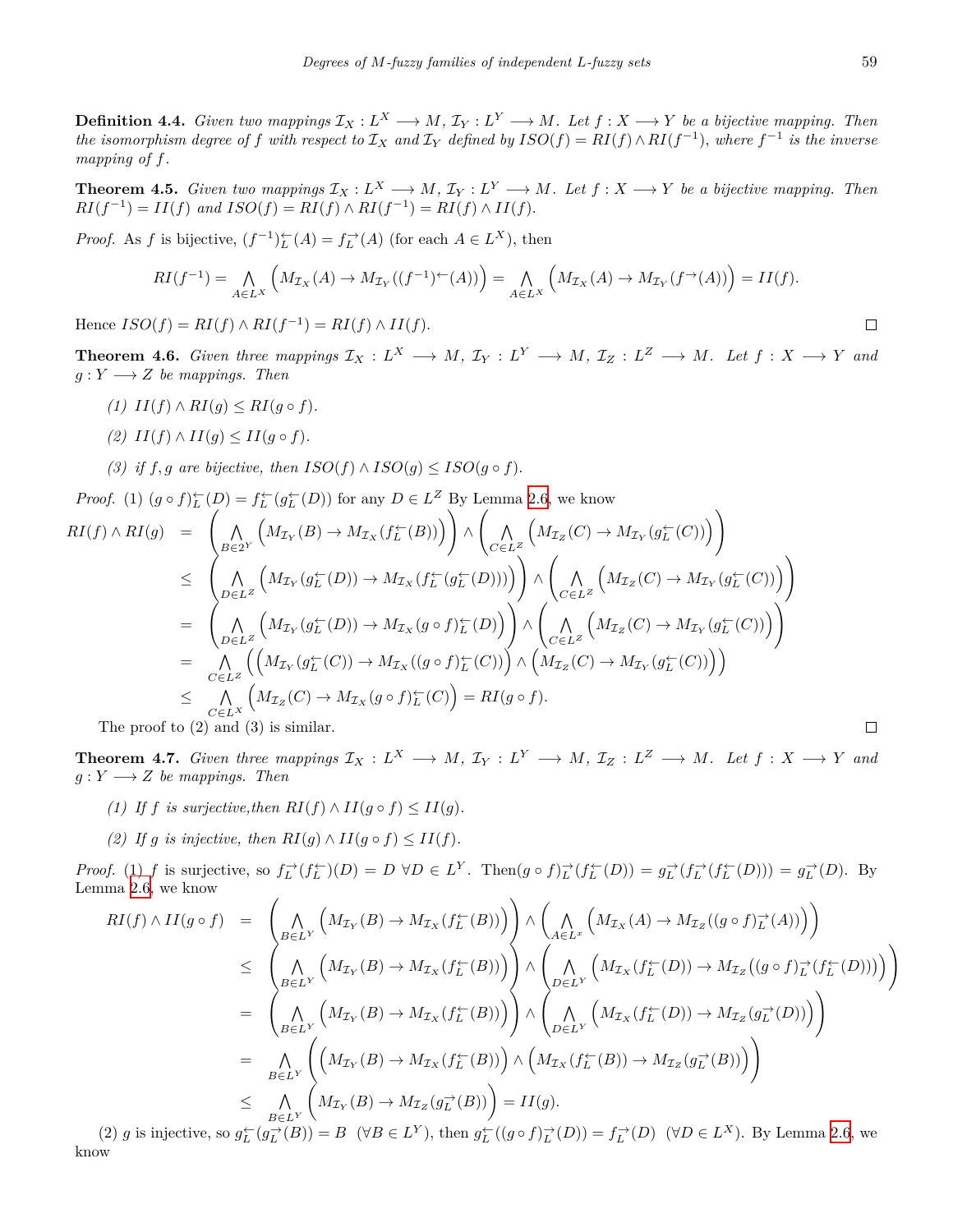**Definition 4.4.** *Given two mappings $\mathcal{I}_X : L^X \longrightarrow M$, $\mathcal{I}_Y : L^Y \longrightarrow M$. Let $f : X \longrightarrow Y$ be a bijective mapping. Then the isomorphism degree of $f$ with respect to $\mathcal{I}_X$ and $\mathcal{I}_Y$ defined by $ISO(f) = RI(f) \wedge RI(f^{-1})$, where $f^{-1}$ is the inverse mapping of $f$.*

**Theorem 4.5.** *Given two mappings $\mathcal{I}_X : L^X \longrightarrow M$, $\mathcal{I}_Y : L^Y \longrightarrow M$. Let $f : X \longrightarrow Y$ be a bijective mapping. Then $RI(f^{-1}) = II(f)$ and $ISO(f) = RI(f) \wedge RI(f^{-1}) = RI(f) \wedge II(f)$.*

*Proof.* As $f$ is bijective, $(f^{-1})^{\leftarrow}_L(A) = f^{\rightarrow}_L(A)$ (for each $A \in L^X$), then

$$RI(f^{-1}) = \bigwedge_{A \in L^X} \Big( M_{\mathcal{I}_X}(A) \to M_{\mathcal{I}_Y}((f^{-1})^{\leftarrow}(A)) \Big) = \bigwedge_{A \in L^X} \Big( M_{\mathcal{I}_X}(A) \to M_{\mathcal{I}_Y}(f^{\rightarrow}(A)) \Big) = II(f).$$

Hence $ISO(f) = RI(f) \wedge RI(f^{-1}) = RI(f) \wedge II(f)$. $\square$

**Theorem 4.6.** *Given three mappings $\mathcal{I}_X : L^X \longrightarrow M$, $\mathcal{I}_Y : L^Y \longrightarrow M$, $\mathcal{I}_Z : L^Z \longrightarrow M$. Let $f : X \longrightarrow Y$ and $g : Y \longrightarrow Z$ be mappings. Then*

*(1) $II(f) \wedge RI(g) \leq RI(g \circ f)$.*

*(2) $II(f) \wedge II(g) \leq II(g \circ f)$.*

*(3) if $f, g$ are bijective, then $ISO(f) \wedge ISO(g) \leq ISO(g \circ f)$.*

*Proof.* (1) $(g \circ f)^{\leftarrow}_L(D) = f^{\leftarrow}_L(g^{\leftarrow}_L(D))$ for any $D \in L^Z$ By Lemma 2.6, we know

$$\begin{aligned}
RI(f) \wedge RI(g) &= \left( \bigwedge_{B \in 2^Y} \Big( M_{\mathcal{I}_Y}(B) \to M_{\mathcal{I}_X}(f^{\leftarrow}_L(B)) \Big) \right) \wedge \left( \bigwedge_{C \in L^Z} \Big( M_{\mathcal{I}_Z}(C) \to M_{\mathcal{I}_Y}(g^{\leftarrow}_L(C)) \Big) \right) \\
&\leq \left( \bigwedge_{D \in L^Z} \Big( M_{\mathcal{I}_Y}(g^{\leftarrow}_L(D)) \to M_{\mathcal{I}_X}(f^{\leftarrow}_L(g^{\leftarrow}_L(D))) \Big) \right) \wedge \left( \bigwedge_{C \in L^Z} \Big( M_{\mathcal{I}_Z}(C) \to M_{\mathcal{I}_Y}(g^{\leftarrow}_L(C)) \Big) \right) \\
&= \left( \bigwedge_{D \in L^Z} \Big( M_{\mathcal{I}_Y}(g^{\leftarrow}_L(D)) \to M_{\mathcal{I}_X}(g \circ f)^{\leftarrow}_L(D) \Big) \right) \wedge \left( \bigwedge_{C \in L^Z} \Big( M_{\mathcal{I}_Z}(C) \to M_{\mathcal{I}_Y}(g^{\leftarrow}_L(C)) \Big) \right) \\
&= \bigwedge_{C \in L^Z} \Big( \Big( M_{\mathcal{I}_Y}(g^{\leftarrow}_L(C)) \to M_{\mathcal{I}_X}((g \circ f)^{\leftarrow}_L(C)) \Big) \wedge \Big( M_{\mathcal{I}_Z}(C) \to M_{\mathcal{I}_Y}(g^{\leftarrow}_L(C)) \Big) \Big) \\
&\leq \bigwedge_{C \in L^X} \Big( M_{\mathcal{I}_Z}(C) \to M_{\mathcal{I}_X}(g \circ f)^{\leftarrow}_L(C) \Big) = RI(g \circ f).
\end{aligned}$$

The proof to (2) and (3) is similar. $\square$

**Theorem 4.7.** *Given three mappings $\mathcal{I}_X : L^X \longrightarrow M$, $\mathcal{I}_Y : L^Y \longrightarrow M$, $\mathcal{I}_Z : L^Z \longrightarrow M$. Let $f : X \longrightarrow Y$ and $g : Y \longrightarrow Z$ be mappings. Then*

*(1) If $f$ is surjective,then $RI(f) \wedge II(g \circ f) \leq II(g)$.*

*(2) If $g$ is injective, then $RI(g) \wedge II(g \circ f) \leq II(f)$.*

*Proof.* (1) $f$ is surjective, so $f^{\rightarrow}_L(f^{\leftarrow}_L)(D) = D$ $\forall D \in L^Y$. Then$(g \circ f)^{\rightarrow}_L(f^{\leftarrow}_L(D)) = g^{\rightarrow}_L(f^{\rightarrow}_L(f^{\leftarrow}_L(D))) = g^{\rightarrow}_L(D)$. By Lemma 2.6, we know

$$\begin{aligned}
RI(f) \wedge II(g \circ f) &= \left( \bigwedge_{B \in L^Y} \Big( M_{\mathcal{I}_Y}(B) \to M_{\mathcal{I}_X}(f^{\leftarrow}_L(B)) \Big) \right) \wedge \left( \bigwedge_{A \in L^x} \Big( M_{\mathcal{I}_X}(A) \to M_{\mathcal{I}_Z}((g \circ f)^{\rightarrow}_L(A)) \Big) \right) \\
&\leq \left( \bigwedge_{B \in L^Y} \Big( M_{\mathcal{I}_Y}(B) \to M_{\mathcal{I}_X}(f^{\leftarrow}_L(B)) \Big) \right) \wedge \left( \bigwedge_{D \in L^Y} \Big( M_{\mathcal{I}_X}(f^{\leftarrow}_L(D)) \to M_{\mathcal{I}_Z}\big((g \circ f)^{\rightarrow}_L(f^{\leftarrow}_L(D))\big) \Big) \right) \\
&= \left( \bigwedge_{B \in L^Y} \Big( M_{\mathcal{I}_Y}(B) \to M_{\mathcal{I}_X}(f^{\leftarrow}_L(B)) \Big) \right) \wedge \left( \bigwedge_{D \in L^Y} \Big( M_{\mathcal{I}_X}(f^{\leftarrow}_L(D)) \to M_{\mathcal{I}_Z}(g^{\rightarrow}_L(D)) \Big) \right) \\
&= \bigwedge_{B \in L^Y} \left( \Big( M_{\mathcal{I}_Y}(B) \to M_{\mathcal{I}_X}(f^{\leftarrow}_L(B)) \Big) \wedge \Big( M_{\mathcal{I}_X}(f^{\leftarrow}_L(B)) \to M_{\mathcal{I}_Z}(g^{\rightarrow}_L(B)) \Big) \right) \\
&\leq \bigwedge_{B \in L^Y} \Big( M_{\mathcal{I}_Y}(B) \to M_{\mathcal{I}_Z}(g^{\rightarrow}_L(B)) \Big) = II(g).
\end{aligned}$$

(2) $g$ is injective, so $g^{\leftarrow}_L(g^{\rightarrow}_L(B)) = B$ $(\forall B \in L^Y)$, then $g^{\leftarrow}_L((g \circ f)^{\rightarrow}_L(D)) = f^{\rightarrow}_L(D)$ $(\forall D \in L^X)$. By Lemma 2.6, we know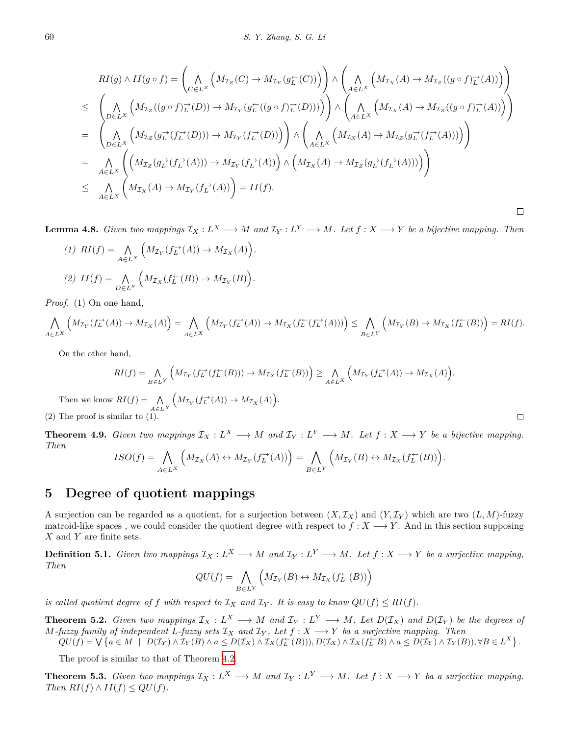$$
\begin{aligned}
& RI(g) \wedge II(g\circ f) = \left(\bigwedge_{C\in L^Z}\Big(M_{\mathcal{I}_Z}(C)\to M_{\mathcal{I}_Y}(g_L^{\leftarrow}(C))\Big)\right)\wedge\left(\bigwedge_{A\in L^X}\Big(M_{\mathcal{I}_X}(A)\to M_{\mathcal{I}_Z}((g\circ f)_L^{\rightarrow}(A))\Big)\right)\\
\le\ & \left(\bigwedge_{D\in L^X}\Big(M_{\mathcal{I}_Z}((g\circ f)_L^{\rightarrow}(D))\to M_{\mathcal{I}_Y}(g_L^{\leftarrow}((g\circ f)_L^{\rightarrow}(D)))\Big)\right)\wedge\left(\bigwedge_{A\in L^X}\Big(M_{\mathcal{I}_X}(A)\to M_{\mathcal{I}_Z}((g\circ f)_L^{\rightarrow}(A))\Big)\right)\\
=\ & \left(\bigwedge_{D\in L^X}\Big(M_{\mathcal{I}_Z}(g_L^{\rightarrow}(f_L^{\rightarrow}(D)))\to M_{\mathcal{I}_Y}(f_L^{\rightarrow}(D))\Big)\right)\wedge\left(\bigwedge_{A\in L^X}\Big(M_{\mathcal{I}_X}(A)\to M_{\mathcal{I}_Z}(g_L^{\rightarrow}(f_L^{\rightarrow}(A)))\Big)\right)\\
=\ & \bigwedge_{A\in L^X}\left(\Big(M_{\mathcal{I}_Z}(g_L^{\rightarrow}(f_L^{\rightarrow}(A)))\to M_{\mathcal{I}_Y}(f_L^{\rightarrow}(A))\Big)\wedge\Big(M_{\mathcal{I}_X}(A)\to M_{\mathcal{I}_Z}(g_L^{\rightarrow}(f_L^{\rightarrow}(A)))\Big)\right)\\
\le\ & \bigwedge_{A\in L^X}\Big(M_{\mathcal{I}_X}(A)\to M_{\mathcal{I}_Y}(f_L^{\rightarrow}(A))\Big) = II(f).
\end{aligned}
$$

□

**Lemma 4.8.** *Given two mappings $\mathcal{I}_X : L^X \longrightarrow M$ and $\mathcal{I}_Y : L^Y \longrightarrow M$. Let $f : X \longrightarrow Y$ be a bijective mapping. Then*

*(1)* $RI(f) = \bigwedge_{A\in L^X}\Big(M_{\mathcal{I}_Y}(f_L^{\rightarrow}(A)) \to M_{\mathcal{I}_X}(A)\Big)$.

*(2)* $II(f) = \bigwedge_{D\in L^Y}\Big(M_{\mathcal{I}_X}(f_L^{\leftarrow}(B)) \to M_{\mathcal{I}_Y}(B)\Big)$.

*Proof.* (1) On one hand,

$$\bigwedge_{A\in L^X}\Big(M_{\mathcal{I}_Y}(f_L^{\rightarrow}(A))\to M_{\mathcal{I}_X}(A)\Big) = \bigwedge_{A\in L^X}\Big(M_{\mathcal{I}_Y}(f_L^{\rightarrow}(A))\to M_{\mathcal{I}_X}(f_L^{\leftarrow}(f_L^{\rightarrow}(A)))\Big) \le \bigwedge_{B\in L^Y}\Big(M_{\mathcal{I}_Y}(B)\to M_{\mathcal{I}_X}(f_L^{\leftarrow}(B))\Big) = RI(f).$$

On the other hand,

$$RI(f) = \bigwedge_{B\in L^Y}\Big(M_{\mathcal{I}_Y}(f_L^{\rightarrow}(f_L^{\leftarrow}(B)))\to M_{\mathcal{I}_X}(f_L^{\leftarrow}(B))\Big) \ge \bigwedge_{A\in L^X}\Big(M_{\mathcal{I}_Y}(f_L^{\rightarrow}(A))\to M_{\mathcal{I}_X}(A)\Big).$$

Then we know $RI(f) = \bigwedge_{A\in L^X}\Big(M_{\mathcal{I}_Y}(f_L^{\rightarrow}(A))\to M_{\mathcal{I}_X}(A)\Big)$.

(2) The proof is similar to (1). □

**Theorem 4.9.** *Given two mappings $\mathcal{I}_X : L^X \longrightarrow M$ and $\mathcal{I}_Y : L^Y \longrightarrow M$. Let $f : X \longrightarrow Y$ be a bijective mapping. Then*

$$ISO(f) = \bigwedge_{A\in L^X}\Big(M_{\mathcal{I}_X}(A)\leftrightarrow M_{\mathcal{I}_Y}(f_L^{\rightarrow}(A))\Big) = \bigwedge_{B\in L^Y}\Big(M_{\mathcal{I}_Y}(B)\leftrightarrow M_{\mathcal{I}_X}(f_L^{\leftarrow}(B))\Big).$$

## 5 Degree of quotient mappings

A surjection can be regarded as a quotient, for a surjection between $(X, \mathcal{I}_X)$ and $(Y, \mathcal{I}_Y)$ which are two $(L, M)$-fuzzy matroid-like spaces , we could consider the quotient degree with respect to $f : X \longrightarrow Y$. And in this section supposing $X$ and $Y$ are finite sets.

**Definition 5.1.** *Given two mappings $\mathcal{I}_X : L^X \longrightarrow M$ and $\mathcal{I}_Y : L^Y \longrightarrow M$. Let $f : X \longrightarrow Y$ be a surjective mapping, Then*

$$QU(f) = \bigwedge_{B\in L^Y}\Big(M_{\mathcal{I}_Y}(B)\leftrightarrow M_{\mathcal{I}_X}(f_L^{\leftarrow}(B))\Big)$$

*is called quotient degree of $f$ with respect to $\mathcal{I}_X$ and $\mathcal{I}_Y$. It is easy to know $QU(f) \le RI(f)$.*

**Theorem 5.2.** *Given two mappings $\mathcal{I}_X : L^X \longrightarrow M$ and $\mathcal{I}_Y : L^Y \longrightarrow M$, Let $D(\mathcal{I}_X)$ and $D(\mathcal{I}_Y)$ be the degrees of $M$-fuzzy family of independent $L$-fuzzy sets $\mathcal{I}_X$ and $\mathcal{I}_Y$, Let $f : X \longrightarrow Y$ ba a surjective mapping. Then*
$QU(f) = \bigvee\{a \in M \mid D(\mathcal{I}_Y)\wedge\mathcal{I}_Y(B)\wedge a \le D(\mathcal{I}_X)\wedge\mathcal{I}_X(f_L^{\leftarrow}(B))), D(\mathcal{I}_X)\wedge\mathcal{I}_X(f_L^{\leftarrow}B)\wedge a \le D(\mathcal{I}_Y)\wedge\mathcal{I}_Y(B)), \forall B \in L^X\}$.

The proof is similar to that of Theorem 4.2.

**Theorem 5.3.** *Given two mappings $\mathcal{I}_X : L^X \longrightarrow M$ and $\mathcal{I}_Y : L^Y \longrightarrow M$. Let $f : X \longrightarrow Y$ ba a surjective mapping. Then $RI(f) \wedge II(f) \le QU(f)$.*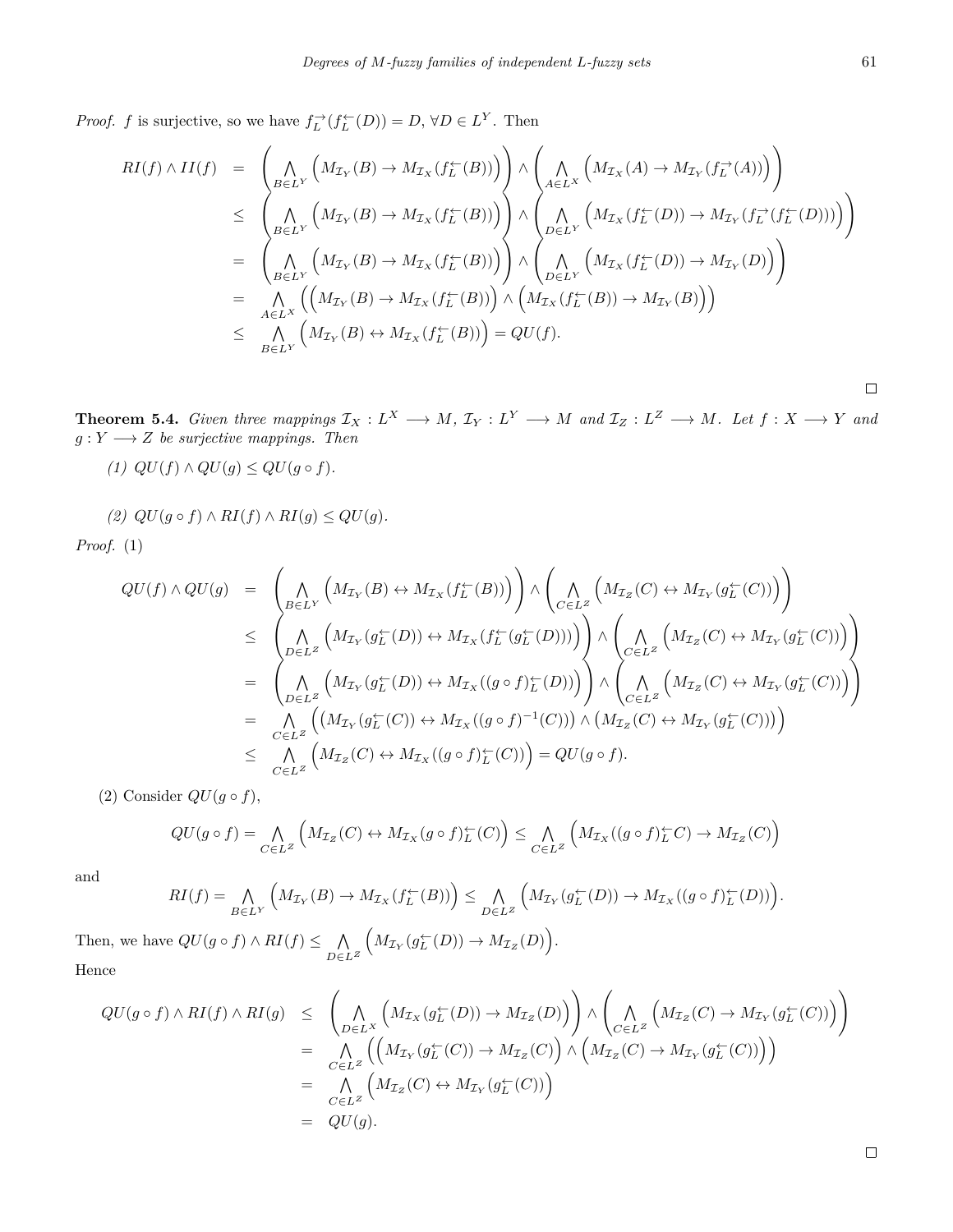*Proof.* $f$ is surjective, so we have $f_L^{\rightarrow}(f_L^{\leftarrow}(D)) = D$, $\forall D \in L^Y$. Then

$$
\begin{aligned}
RI(f) \wedge II(f) &= \left(\bigwedge_{B\in L^Y}\Big(M_{\mathcal{I}_Y}(B) \rightarrow M_{\mathcal{I}_X}(f_L^{\leftarrow}(B))\Big)\right) \wedge \left(\bigwedge_{A\in L^X}\Big(M_{\mathcal{I}_X}(A) \rightarrow M_{\mathcal{I}_Y}(f_L^{\rightarrow}(A))\Big)\right) \\
&\leq \left(\bigwedge_{B\in L^Y}\Big(M_{\mathcal{I}_Y}(B) \rightarrow M_{\mathcal{I}_X}(f_L^{\leftarrow}(B))\Big)\right) \wedge \left(\bigwedge_{D\in L^Y}\Big(M_{\mathcal{I}_X}(f_L^{\leftarrow}(D)) \rightarrow M_{\mathcal{I}_Y}(f_L^{\rightarrow}(f_L^{\leftarrow}(D)))\Big)\right) \\
&= \left(\bigwedge_{B\in L^Y}\Big(M_{\mathcal{I}_Y}(B) \rightarrow M_{\mathcal{I}_X}(f_L^{\leftarrow}(B))\Big)\right) \wedge \left(\bigwedge_{D\in L^Y}\Big(M_{\mathcal{I}_X}(f_L^{\leftarrow}(D)) \rightarrow M_{\mathcal{I}_Y}(D)\Big)\right) \\
&= \bigwedge_{A\in L^X}\Big(\Big(M_{\mathcal{I}_Y}(B) \rightarrow M_{\mathcal{I}_X}(f_L^{\leftarrow}(B))\Big) \wedge \Big(M_{\mathcal{I}_X}(f_L^{\leftarrow}(B)) \rightarrow M_{\mathcal{I}_Y}(B)\Big)\Big) \\
&\leq \bigwedge_{B\in L^Y}\Big(M_{\mathcal{I}_Y}(B) \leftrightarrow M_{\mathcal{I}_X}(f_L^{\leftarrow}(B))\Big) = QU(f).
\end{aligned}
$$

□

**Theorem 5.4.** *Given three mappings $\mathcal{I}_X : L^X \longrightarrow M$, $\mathcal{I}_Y : L^Y \longrightarrow M$ and $\mathcal{I}_Z : L^Z \longrightarrow M$. Let $f : X \longrightarrow Y$ and $g : Y \longrightarrow Z$ be surjective mappings. Then*

*(1) $QU(f) \wedge QU(g) \leq QU(g \circ f)$.*

*(2) $QU(g \circ f) \wedge RI(f) \wedge RI(g) \leq QU(g)$.*

*Proof.* (1)

$$
\begin{aligned}
QU(f) \wedge QU(g) &= \left(\bigwedge_{B\in L^Y}\Big(M_{\mathcal{I}_Y}(B) \leftrightarrow M_{\mathcal{I}_X}(f_L^{\leftarrow}(B))\Big)\right) \wedge \left(\bigwedge_{C\in L^Z}\Big(M_{\mathcal{I}_Z}(C) \leftrightarrow M_{\mathcal{I}_Y}(g_L^{\leftarrow}(C))\Big)\right) \\
&\leq \left(\bigwedge_{D\in L^Z}\Big(M_{\mathcal{I}_Y}(g_L^{\leftarrow}(D)) \leftrightarrow M_{\mathcal{I}_X}(f_L^{\leftarrow}(g_L^{\leftarrow}(D)))\Big)\right) \wedge \left(\bigwedge_{C\in L^Z}\Big(M_{\mathcal{I}_Z}(C) \leftrightarrow M_{\mathcal{I}_Y}(g_L^{\leftarrow}(C))\Big)\right) \\
&= \left(\bigwedge_{D\in L^Z}\Big(M_{\mathcal{I}_Y}(g_L^{\leftarrow}(D)) \leftrightarrow M_{\mathcal{I}_X}((g\circ f)_L^{\leftarrow}(D))\Big)\right) \wedge \left(\bigwedge_{C\in L^Z}\Big(M_{\mathcal{I}_Z}(C) \leftrightarrow M_{\mathcal{I}_Y}(g_L^{\leftarrow}(C))\Big)\right) \\
&= \bigwedge_{C\in L^Z}\Big(\big(M_{\mathcal{I}_Y}(g_L^{\leftarrow}(C)) \leftrightarrow M_{\mathcal{I}_X}((g\circ f)^{-1}(C))\big) \wedge \big(M_{\mathcal{I}_Z}(C) \leftrightarrow M_{\mathcal{I}_Y}(g_L^{\leftarrow}(C))\big)\Big) \\
&\leq \bigwedge_{C\in L^Z}\Big(M_{\mathcal{I}_Z}(C) \leftrightarrow M_{\mathcal{I}_X}((g\circ f)_L^{\leftarrow}(C))\Big) = QU(g\circ f).
\end{aligned}
$$

(2) Consider $QU(g \circ f)$,

$$
QU(g\circ f) = \bigwedge_{C\in L^Z}\Big(M_{\mathcal{I}_Z}(C) \leftrightarrow M_{\mathcal{I}_X}(g\circ f)_L^{\leftarrow}(C)\Big) \leq \bigwedge_{C\in L^Z}\Big(M_{\mathcal{I}_X}((g\circ f)_L^{\leftarrow}C) \rightarrow M_{\mathcal{I}_Z}(C)\Big)
$$

and

$$
RI(f) = \bigwedge_{B\in L^Y}\Big(M_{\mathcal{I}_Y}(B) \rightarrow M_{\mathcal{I}_X}(f_L^{\leftarrow}(B))\Big) \leq \bigwedge_{D\in L^Z}\Big(M_{\mathcal{I}_Y}(g_L^{\leftarrow}(D)) \rightarrow M_{\mathcal{I}_X}((g\circ f)_L^{\leftarrow}(D))\Big).
$$

Then, we have $QU(g\circ f) \wedge RI(f) \leq \bigwedge_{D\in L^Z}\Big(M_{\mathcal{I}_Y}(g_L^{\leftarrow}(D)) \rightarrow M_{\mathcal{I}_Z}(D)\Big)$.

Hence

$$
\begin{aligned}
QU(g\circ f) \wedge RI(f) \wedge RI(g) &\leq \left(\bigwedge_{D\in L^X}\Big(M_{\mathcal{I}_X}(g_L^{\leftarrow}(D)) \rightarrow M_{\mathcal{I}_Z}(D)\Big)\right) \wedge \left(\bigwedge_{C\in L^Z}\Big(M_{\mathcal{I}_Z}(C) \rightarrow M_{\mathcal{I}_Y}(g_L^{\leftarrow}(C))\Big)\right) \\
&= \bigwedge_{C\in L^Z}\Big(\Big(M_{\mathcal{I}_Y}(g_L^{\leftarrow}(C)) \rightarrow M_{\mathcal{I}_Z}(C)\Big) \wedge \Big(M_{\mathcal{I}_Z}(C) \rightarrow M_{\mathcal{I}_Y}(g_L^{\leftarrow}(C))\Big)\Big) \\
&= \bigwedge_{C\in L^Z}\Big(M_{\mathcal{I}_Z}(C) \leftrightarrow M_{\mathcal{I}_Y}(g_L^{\leftarrow}(C))\Big) \\
&= QU(g).
\end{aligned}
$$

□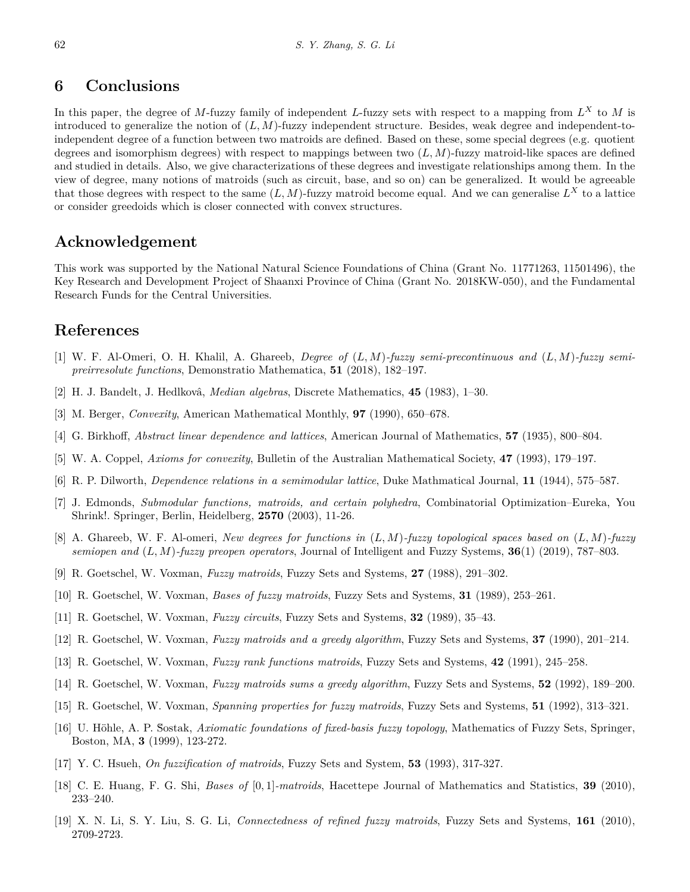# 6 Conclusions

In this paper, the degree of $M$-fuzzy family of independent $L$-fuzzy sets with respect to a mapping from $L^X$ to $M$ is introduced to generalize the notion of $(L, M)$-fuzzy independent structure. Besides, weak degree and independent-to-independent degree of a function between two matroids are defined. Based on these, some special degrees (e.g. quotient degrees and isomorphism degrees) with respect to mappings between two $(L, M)$-fuzzy matroid-like spaces are defined and studied in details. Also, we give characterizations of these degrees and investigate relationships among them. In the view of degree, many notions of matroids (such as circuit, base, and so on) can be generalized. It would be agreeable that those degrees with respect to the same $(L, M)$-fuzzy matroid become equal. And we can generalise $L^X$ to a lattice or consider greedoids which is closer connected with convex structures.

# Acknowledgement

This work was supported by the National Natural Science Foundations of China (Grant No. 11771263, 11501496), the Key Research and Development Project of Shaanxi Province of China (Grant No. 2018KW-050), and the Fundamental Research Funds for the Central Universities.

# References

[1] W. F. Al-Omeri, O. H. Khalil, A. Ghareeb, *Degree of $(L, M)$-fuzzy semi-precontinuous and $(L, M)$-fuzzy semi-preirresolute functions*, Demonstratio Mathematica, **51** (2018), 182–197.

[2] H. J. Bandelt, J. Hedlkovâ, *Median algebras*, Discrete Mathematics, **45** (1983), 1–30.

[3] M. Berger, *Convexity*, American Mathematical Monthly, **97** (1990), 650–678.

[4] G. Birkhoff, *Abstract linear dependence and lattices*, American Journal of Mathematics, **57** (1935), 800–804.

[5] W. A. Coppel, *Axioms for convexity*, Bulletin of the Australian Mathematical Society, **47** (1993), 179–197.

[6] R. P. Dilworth, *Dependence relations in a semimodular lattice*, Duke Mathmatical Journal, **11** (1944), 575–587.

[7] J. Edmonds, *Submodular functions, matroids, and certain polyhedra*, Combinatorial Optimization–Eureka, You Shrink!. Springer, Berlin, Heidelberg, **2570** (2003), 11-26.

[8] A. Ghareeb, W. F. Al-omeri, *New degrees for functions in $(L, M)$-fuzzy topological spaces based on $(L, M)$-fuzzy semiopen and $(L, M)$-fuzzy preopen operators*, Journal of Intelligent and Fuzzy Systems, **36**(1) (2019), 787–803.

[9] R. Goetschel, W. Voxman, *Fuzzy matroids*, Fuzzy Sets and Systems, **27** (1988), 291–302.

[10] R. Goetschel, W. Voxman, *Bases of fuzzy matroids*, Fuzzy Sets and Systems, **31** (1989), 253–261.

[11] R. Goetschel, W. Voxman, *Fuzzy circuits*, Fuzzy Sets and Systems, **32** (1989), 35–43.

[12] R. Goetschel, W. Voxman, *Fuzzy matroids and a greedy algorithm*, Fuzzy Sets and Systems, **37** (1990), 201–214.

[13] R. Goetschel, W. Voxman, *Fuzzy rank functions matroids*, Fuzzy Sets and Systems, **42** (1991), 245–258.

[14] R. Goetschel, W. Voxman, *Fuzzy matroids sums a greedy algorithm*, Fuzzy Sets and Systems, **52** (1992), 189–200.

[15] R. Goetschel, W. Voxman, *Spanning properties for fuzzy matroids*, Fuzzy Sets and Systems, **51** (1992), 313–321.

[16] U. Höhle, A. P. Sostak, *Axiomatic foundations of fixed-basis fuzzy topology*, Mathematics of Fuzzy Sets, Springer, Boston, MA, **3** (1999), 123-272.

[17] Y. C. Hsueh, *On fuzzification of matroids*, Fuzzy Sets and System, **53** (1993), 317-327.

[18] C. E. Huang, F. G. Shi, *Bases of $[0, 1]$-matroids*, Hacettepe Journal of Mathematics and Statistics, **39** (2010), 233–240.

[19] X. N. Li, S. Y. Liu, S. G. Li, *Connectedness of refined fuzzy matroids*, Fuzzy Sets and Systems, **161** (2010), 2709-2723.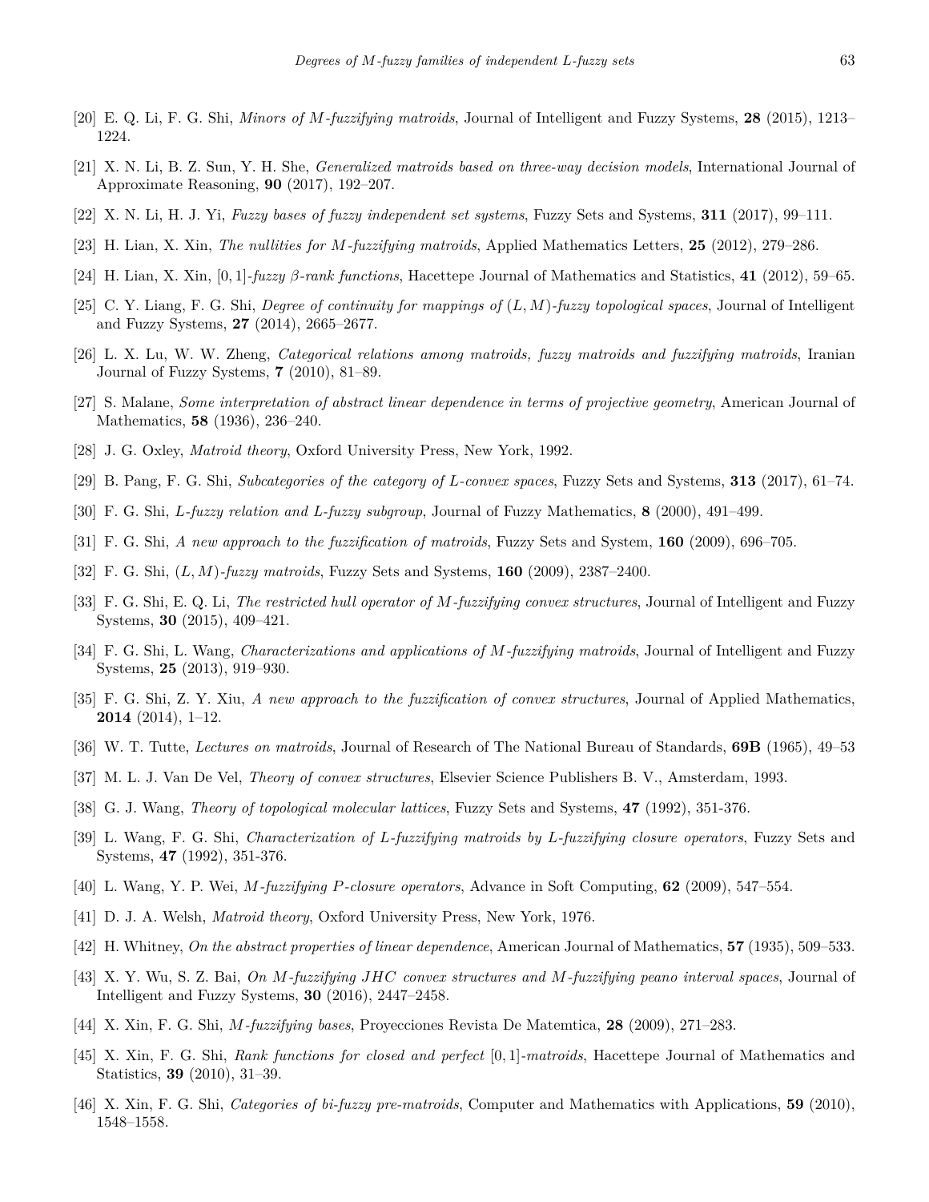[20] E. Q. Li, F. G. Shi, *Minors of $M$-fuzzifying matroids*, Journal of Intelligent and Fuzzy Systems, **28** (2015), 1213–1224.

[21] X. N. Li, B. Z. Sun, Y. H. She, *Generalized matroids based on three-way decision models*, International Journal of Approximate Reasoning, **90** (2017), 192–207.

[22] X. N. Li, H. J. Yi, *Fuzzy bases of fuzzy independent set systems*, Fuzzy Sets and Systems, **311** (2017), 99–111.

[23] H. Lian, X. Xin, *The nullities for $M$-fuzzifying matroids*, Applied Mathematics Letters, **25** (2012), 279–286.

[24] H. Lian, X. Xin, *$[0,1]$-fuzzy $\beta$-rank functions*, Hacettepe Journal of Mathematics and Statistics, **41** (2012), 59–65.

[25] C. Y. Liang, F. G. Shi, *Degree of continuity for mappings of $(L,M)$-fuzzy topological spaces*, Journal of Intelligent and Fuzzy Systems, **27** (2014), 2665–2677.

[26] L. X. Lu, W. W. Zheng, *Categorical relations among matroids, fuzzy matroids and fuzzifying matroids*, Iranian Journal of Fuzzy Systems, **7** (2010), 81–89.

[27] S. Malane, *Some interpretation of abstract linear dependence in terms of projective geometry*, American Journal of Mathematics, **58** (1936), 236–240.

[28] J. G. Oxley, *Matroid theory*, Oxford University Press, New York, 1992.

[29] B. Pang, F. G. Shi, *Subcategories of the category of $L$-convex spaces*, Fuzzy Sets and Systems, **313** (2017), 61–74.

[30] F. G. Shi, *$L$-fuzzy relation and $L$-fuzzy subgroup*, Journal of Fuzzy Mathematics, **8** (2000), 491–499.

[31] F. G. Shi, *A new approach to the fuzzification of matroids*, Fuzzy Sets and System, **160** (2009), 696–705.

[32] F. G. Shi, *$(L,M)$-fuzzy matroids*, Fuzzy Sets and Systems, **160** (2009), 2387–2400.

[33] F. G. Shi, E. Q. Li, *The restricted hull operator of $M$-fuzzifying convex structures*, Journal of Intelligent and Fuzzy Systems, **30** (2015), 409–421.

[34] F. G. Shi, L. Wang, *Characterizations and applications of $M$-fuzzifying matroids*, Journal of Intelligent and Fuzzy Systems, **25** (2013), 919–930.

[35] F. G. Shi, Z. Y. Xiu, *A new approach to the fuzzification of convex structures*, Journal of Applied Mathematics, **2014** (2014), 1–12.

[36] W. T. Tutte, *Lectures on matroids*, Journal of Research of The National Bureau of Standards, **69B** (1965), 49–53

[37] M. L. J. Van De Vel, *Theory of convex structures*, Elsevier Science Publishers B. V., Amsterdam, 1993.

[38] G. J. Wang, *Theory of topological molecular lattices*, Fuzzy Sets and Systems, **47** (1992), 351-376.

[39] L. Wang, F. G. Shi, *Characterization of $L$-fuzzifying matroids by $L$-fuzzifying closure operators*, Fuzzy Sets and Systems, **47** (1992), 351-376.

[40] L. Wang, Y. P. Wei, *$M$-fuzzifying $P$-closure operators*, Advance in Soft Computing, **62** (2009), 547–554.

[41] D. J. A. Welsh, *Matroid theory*, Oxford University Press, New York, 1976.

[42] H. Whitney, *On the abstract properties of linear dependence*, American Journal of Mathematics, **57** (1935), 509–533.

[43] X. Y. Wu, S. Z. Bai, *On $M$-fuzzifying JHC convex structures and $M$-fuzzifying peano interval spaces*, Journal of Intelligent and Fuzzy Systems, **30** (2016), 2447–2458.

[44] X. Xin, F. G. Shi, *$M$-fuzzifying bases*, Proyecciones Revista De Matemtica, **28** (2009), 271–283.

[45] X. Xin, F. G. Shi, *Rank functions for closed and perfect $[0,1]$-matroids*, Hacettepe Journal of Mathematics and Statistics, **39** (2010), 31–39.

[46] X. Xin, F. G. Shi, *Categories of bi-fuzzy pre-matroids*, Computer and Mathematics with Applications, **59** (2010), 1548–1558.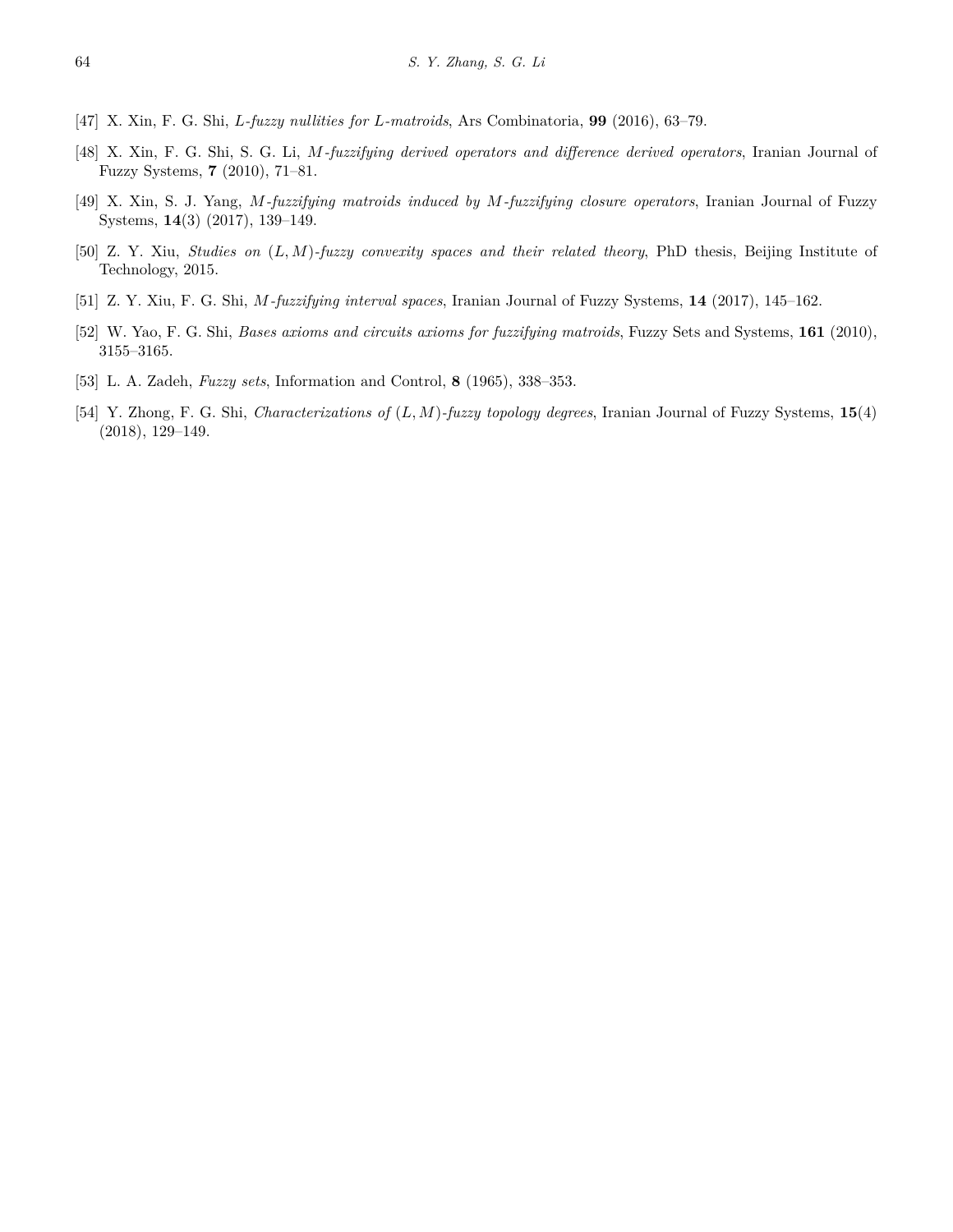[47] X. Xin, F. G. Shi, *$L$-fuzzy nullities for $L$-matroids*, Ars Combinatoria, **99** (2016), 63–79.

[48] X. Xin, F. G. Shi, S. G. Li, *$M$-fuzzifying derived operators and difference derived operators*, Iranian Journal of Fuzzy Systems, **7** (2010), 71–81.

[49] X. Xin, S. J. Yang, *$M$-fuzzifying matroids induced by $M$-fuzzifying closure operators*, Iranian Journal of Fuzzy Systems, **14**(3) (2017), 139–149.

[50] Z. Y. Xiu, *Studies on $(L, M)$-fuzzy convexity spaces and their related theory*, PhD thesis, Beijing Institute of Technology, 2015.

[51] Z. Y. Xiu, F. G. Shi, *$M$-fuzzifying interval spaces*, Iranian Journal of Fuzzy Systems, **14** (2017), 145–162.

[52] W. Yao, F. G. Shi, *Bases axioms and circuits axioms for fuzzifying matroids*, Fuzzy Sets and Systems, **161** (2010), 3155–3165.

[53] L. A. Zadeh, *Fuzzy sets*, Information and Control, **8** (1965), 338–353.

[54] Y. Zhong, F. G. Shi, *Characterizations of $(L, M)$-fuzzy topology degrees*, Iranian Journal of Fuzzy Systems, **15**(4) (2018), 129–149.